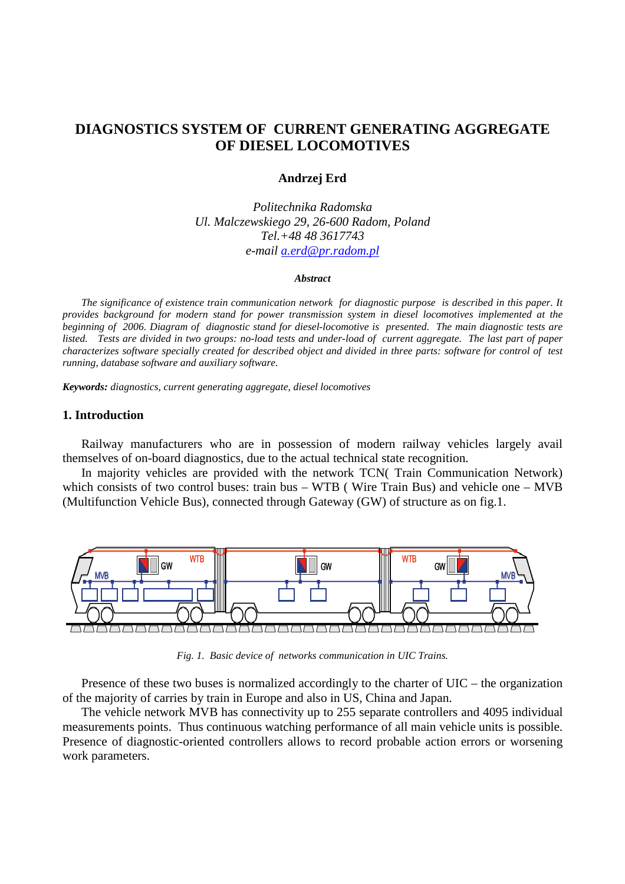# DIAGNOSTICS SYSTEM OF CURRENT GENERATING AGGREGATE OF DIESEL LOCOMOTIVES

**Andrzej Erd**

*Politechnika Radomska*
*Ul. Malczewskiego 29, 26-600 Radom, Poland*
*Tel.+48 48 3617743*
*e-mail a.erd@pr.radom.pl*

***Abstract***

*The significance of existence train communication network for diagnostic purpose is described in this paper. It provides background for modern stand for power transmission system in diesel locomotives implemented at the beginning of 2006. Diagram of diagnostic stand for diesel-locomotive is presented. The main diagnostic tests are listed. Tests are divided in two groups: no-load tests and under-load of current aggregate. The last part of paper characterizes software specially created for described object and divided in three parts: software for control of test running, database software and auxiliary software.*

***Keywords:*** *diagnostics, current generating aggregate, diesel locomotives*

## 1. Introduction

Railway manufacturers who are in possession of modern railway vehicles largely avail themselves of on-board diagnostics, due to the actual technical state recognition.

In majority vehicles are provided with the network TCN( Train Communication Network) which consists of two control buses: train bus – WTB ( Wire Train Bus) and vehicle one – MVB (Multifunction Vehicle Bus), connected through Gateway (GW) of structure as on fig.1.

*Fig. 1. Basic device of networks communication in UIC Trains.*

Presence of these two buses is normalized accordingly to the charter of UIC – the organization of the majority of carries by train in Europe and also in US, China and Japan.

The vehicle network MVB has connectivity up to 255 separate controllers and 4095 individual measurements points. Thus continuous watching performance of all main vehicle units is possible. Presence of diagnostic-oriented controllers allows to record probable action errors or worsening work parameters.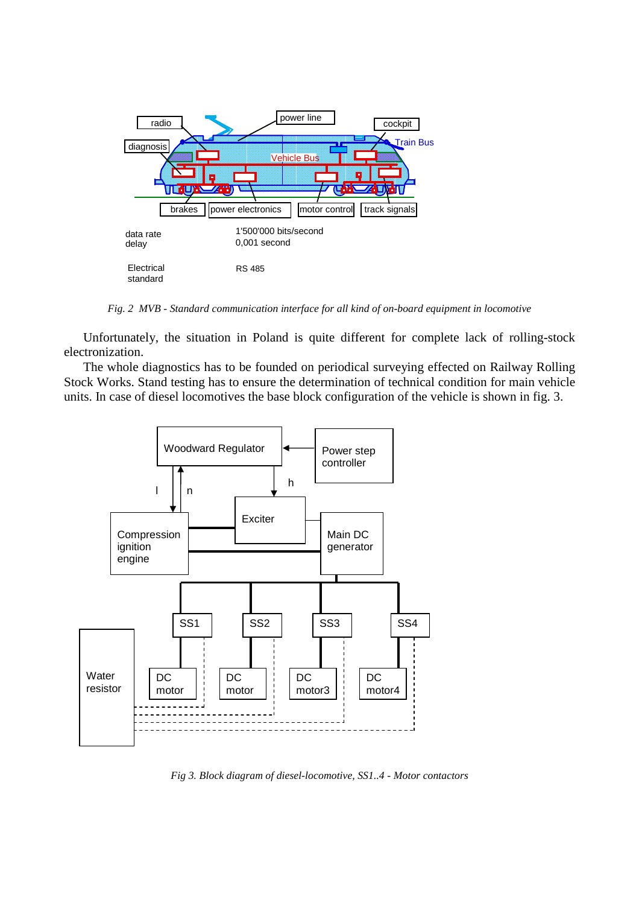*Fig. 2 MVB - Standard communication interface for all kind of on-board equipment in locomotive*

Unfortunately, the situation in Poland is quite different for complete lack of rolling-stock electronization.

The whole diagnostics has to be founded on periodical surveying effected on Railway Rolling Stock Works. Stand testing has to ensure the determination of technical condition for main vehicle units. In case of diesel locomotives the base block configuration of the vehicle is shown in fig. 3.

*Fig 3. Block diagram of diesel-locomotive, SS1..4 - Motor contactors*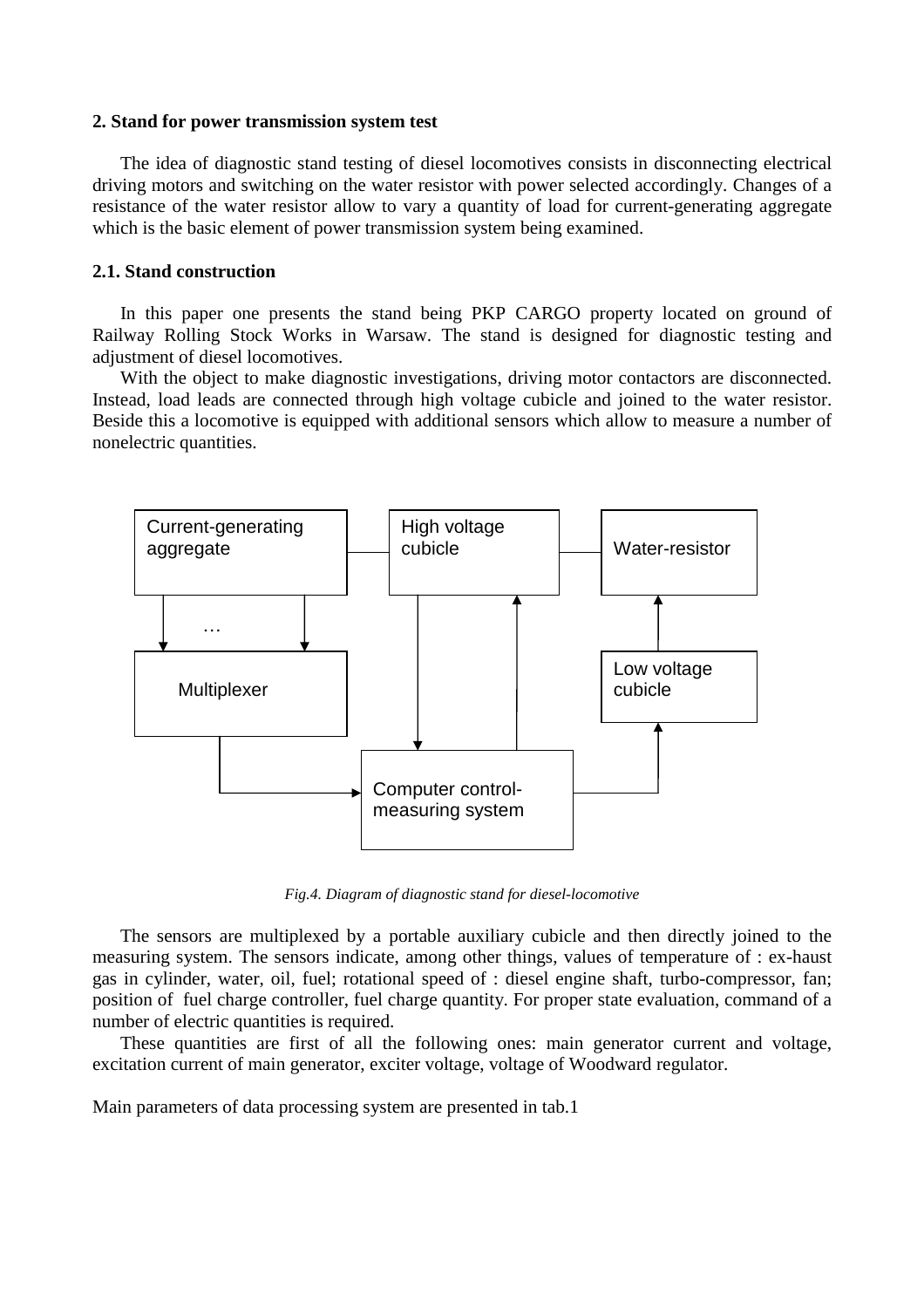## 2. Stand for power transmission system test

The idea of diagnostic stand testing of diesel locomotives consists in disconnecting electrical driving motors and switching on the water resistor with power selected accordingly. Changes of a resistance of the water resistor allow to vary a quantity of load for current-generating aggregate which is the basic element of power transmission system being examined.

### 2.1. Stand construction

In this paper one presents the stand being PKP CARGO property located on ground of Railway Rolling Stock Works in Warsaw. The stand is designed for diagnostic testing and adjustment of diesel locomotives.

With the object to make diagnostic investigations, driving motor contactors are disconnected. Instead, load leads are connected through high voltage cubicle and joined to the water resistor. Beside this a locomotive is equipped with additional sensors which allow to measure a number of nonelectric quantities.

Current-generating aggregate

High voltage cubicle

Water-resistor

…

Multiplexer

Low voltage cubicle

Computer control-measuring system

*Fig.4. Diagram of diagnostic stand for diesel-locomotive*

The sensors are multiplexed by a portable auxiliary cubicle and then directly joined to the measuring system. The sensors indicate, among other things, values of temperature of : ex-haust gas in cylinder, water, oil, fuel; rotational speed of : diesel engine shaft, turbo-compressor, fan; position of fuel charge controller, fuel charge quantity. For proper state evaluation, command of a number of electric quantities is required.

These quantities are first of all the following ones: main generator current and voltage, excitation current of main generator, exciter voltage, voltage of Woodward regulator.

Main parameters of data processing system are presented in tab.1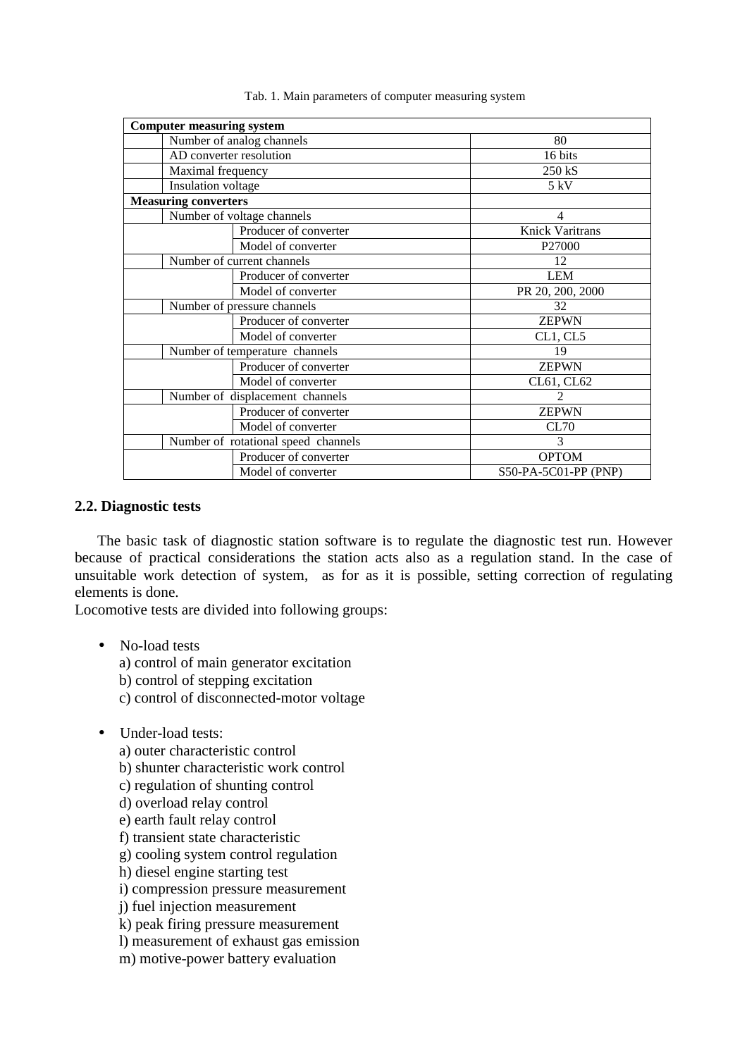Tab. 1. Main parameters of computer measuring system

| Computer measuring system | | |
|---|---|---|
| Number of analog channels | | 80 |
| AD converter resolution | | 16 bits |
| Maximal frequency | | 250 kS |
| Insulation voltage | | 5 kV |
| **Measuring converters** | | |
| Number of voltage channels | | 4 |
| | Producer of converter | Knick Varitrans |
| | Model of converter | P27000 |
| Number of current channels | | 12 |
| | Producer of converter | LEM |
| | Model of converter | PR 20, 200, 2000 |
| Number of pressure channels | | 32 |
| | Producer of converter | ZEPWN |
| | Model of converter | CL1, CL5 |
| Number of temperature channels | | 19 |
| | Producer of converter | ZEPWN |
| | Model of converter | CL61, CL62 |
| Number of displacement channels | | 2 |
| | Producer of converter | ZEPWN |
| | Model of converter | CL70 |
| Number of rotational speed channels | | 3 |
| | Producer of converter | OPTOM |
| | Model of converter | S50-PA-5C01-PP (PNP) |

## 2.2. Diagnostic tests

The basic task of diagnostic station software is to regulate the diagnostic test run. However because of practical considerations the station acts also as a regulation stand. In the case of unsuitable work detection of system, as for as it is possible, setting correction of regulating elements is done.

Locomotive tests are divided into following groups:

- No-load tests
  a) control of main generator excitation
  b) control of stepping excitation
  c) control of disconnected-motor voltage

- Under-load tests:
  a) outer characteristic control
  b) shunter characteristic work control
  c) regulation of shunting control
  d) overload relay control
  e) earth fault relay control
  f) transient state characteristic
  g) cooling system control regulation
  h) diesel engine starting test
  i) compression pressure measurement
  j) fuel injection measurement
  k) peak firing pressure measurement
  l) measurement of exhaust gas emission
  m) motive-power battery evaluation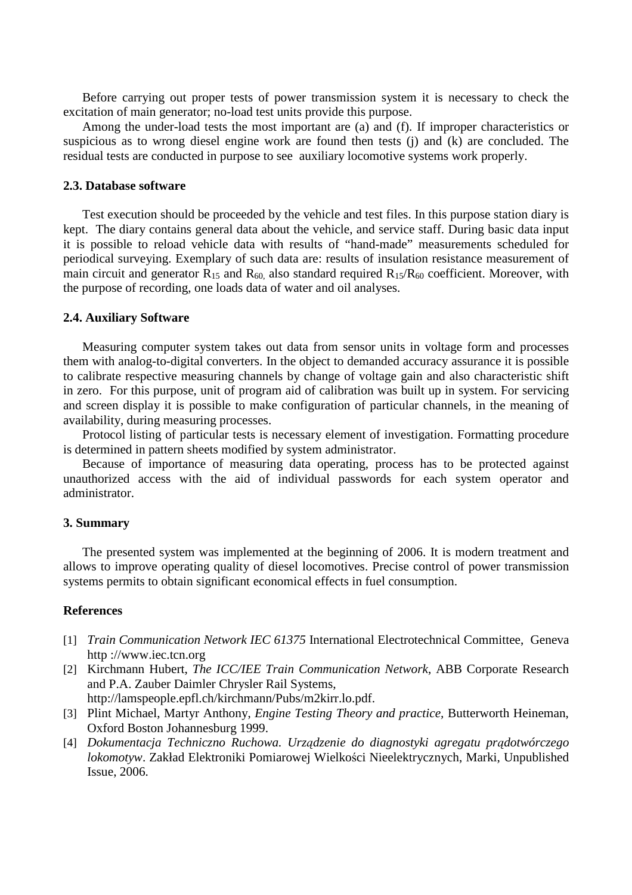Before carrying out proper tests of power transmission system it is necessary to check the excitation of main generator; no-load test units provide this purpose.

Among the under-load tests the most important are (a) and (f). If improper characteristics or suspicious as to wrong diesel engine work are found then tests (j) and (k) are concluded. The residual tests are conducted in purpose to see auxiliary locomotive systems work properly.

### 2.3. Database software

Test execution should be proceeded by the vehicle and test files. In this purpose station diary is kept. The diary contains general data about the vehicle, and service staff. During basic data input it is possible to reload vehicle data with results of "hand-made" measurements scheduled for periodical surveying. Exemplary of such data are: results of insulation resistance measurement of main circuit and generator $R_{15}$ and $R_{60}$, also standard required $R_{15}/R_{60}$ coefficient. Moreover, with the purpose of recording, one loads data of water and oil analyses.

### 2.4. Auxiliary Software

Measuring computer system takes out data from sensor units in voltage form and processes them with analog-to-digital converters. In the object to demanded accuracy assurance it is possible to calibrate respective measuring channels by change of voltage gain and also characteristic shift in zero. For this purpose, unit of program aid of calibration was built up in system. For servicing and screen display it is possible to make configuration of particular channels, in the meaning of availability, during measuring processes.

Protocol listing of particular tests is necessary element of investigation. Formatting procedure is determined in pattern sheets modified by system administrator.

Because of importance of measuring data operating, process has to be protected against unauthorized access with the aid of individual passwords for each system operator and administrator.

## 3. Summary

The presented system was implemented at the beginning of 2006. It is modern treatment and allows to improve operating quality of diesel locomotives. Precise control of power transmission systems permits to obtain significant economical effects in fuel consumption.

## References

[1] *Train Communication Network IEC 61375* International Electrotechnical Committee, Geneva http ://www.iec.tcn.org

[2] Kirchmann Hubert, *The ICC/IEE Train Communication Network*, ABB Corporate Research and P.A. Zauber Daimler Chrysler Rail Systems, http://lamspeople.epfl.ch/kirchmann/Pubs/m2kirr.lo.pdf.

[3] Plint Michael, Martyr Anthony, *Engine Testing Theory and practice*, Butterworth Heineman, Oxford Boston Johannesburg 1999.

[4] *Dokumentacja Techniczno Ruchowa. Urządzenie do diagnostyki agregatu prądotwórczego lokomotyw*. Zakład Elektroniki Pomiarowej Wielkości Nieelektrycznych, Marki, Unpublished Issue, 2006.